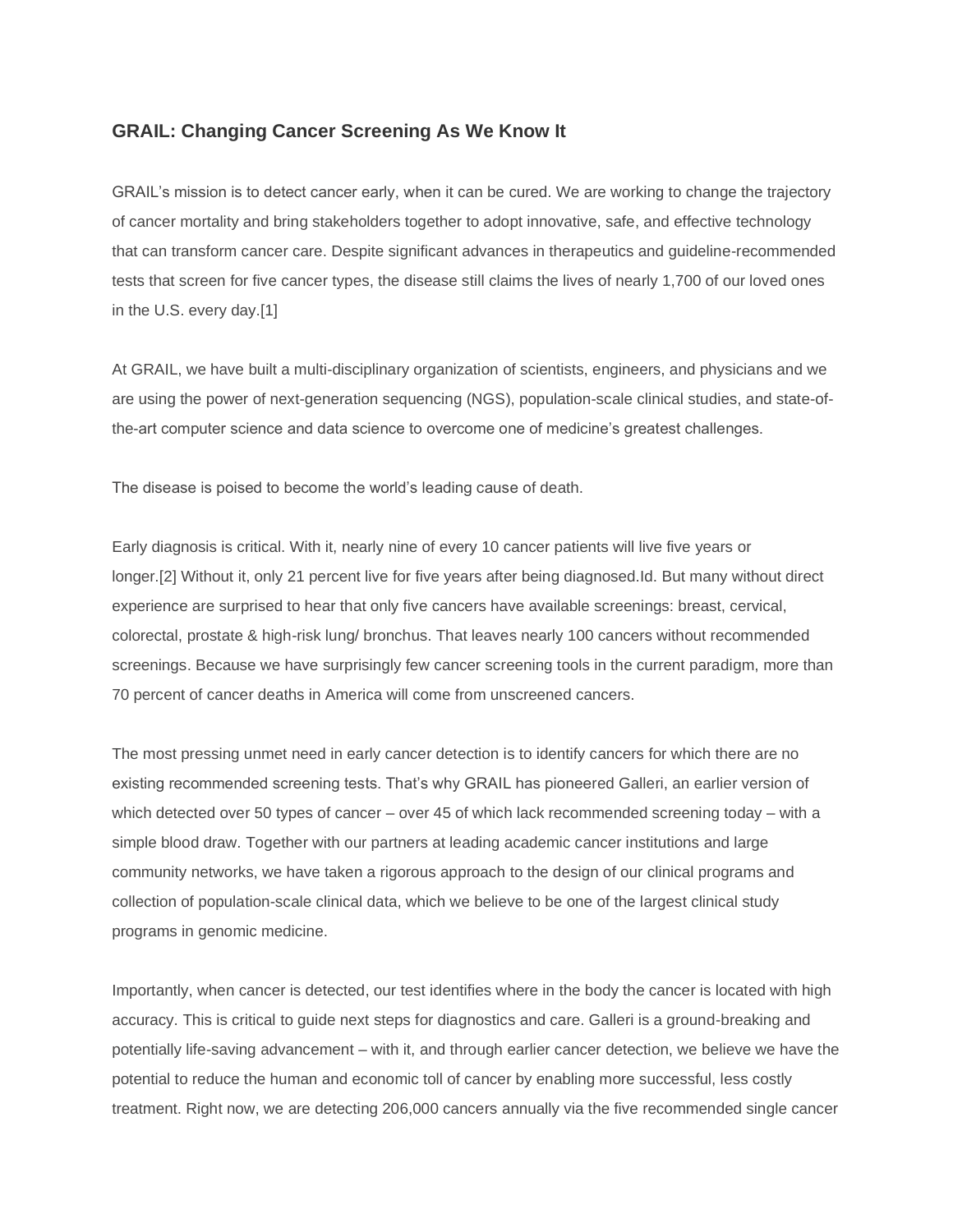## GRAIL: Changing Cancer Screening As We Know It

GRAIL's mission is to detect cancer early, when it can be cured. We are working to change the trajectory of cancer mortality and bring stakeholders together to adopt innovative, safe, and effective technology that can transform cancer care. Despite significant advances in therapeutics and guideline-recommended tests that screen for five cancer types, the disease still claims the lives of nearly 1,700 of our loved ones in the U.S. every day.[1]

At GRAIL, we have built a multi-disciplinary organization of scientists, engineers, and physicians and we are using the power of next-generation sequencing (NGS), population-scale clinical studies, and state-of-the-art computer science and data science to overcome one of medicine's greatest challenges.

The disease is poised to become the world's leading cause of death.

Early diagnosis is critical. With it, nearly nine of every 10 cancer patients will live five years or longer.[2] Without it, only 21 percent live for five years after being diagnosed.Id. But many without direct experience are surprised to hear that only five cancers have available screenings: breast, cervical, colorectal, prostate & high-risk lung/ bronchus. That leaves nearly 100 cancers without recommended screenings. Because we have surprisingly few cancer screening tools in the current paradigm, more than 70 percent of cancer deaths in America will come from unscreened cancers.

The most pressing unmet need in early cancer detection is to identify cancers for which there are no existing recommended screening tests. That's why GRAIL has pioneered Galleri, an earlier version of which detected over 50 types of cancer – over 45 of which lack recommended screening today – with a simple blood draw. Together with our partners at leading academic cancer institutions and large community networks, we have taken a rigorous approach to the design of our clinical programs and collection of population-scale clinical data, which we believe to be one of the largest clinical study programs in genomic medicine.

Importantly, when cancer is detected, our test identifies where in the body the cancer is located with high accuracy. This is critical to guide next steps for diagnostics and care. Galleri is a ground-breaking and potentially life-saving advancement – with it, and through earlier cancer detection, we believe we have the potential to reduce the human and economic toll of cancer by enabling more successful, less costly treatment. Right now, we are detecting 206,000 cancers annually via the five recommended single cancer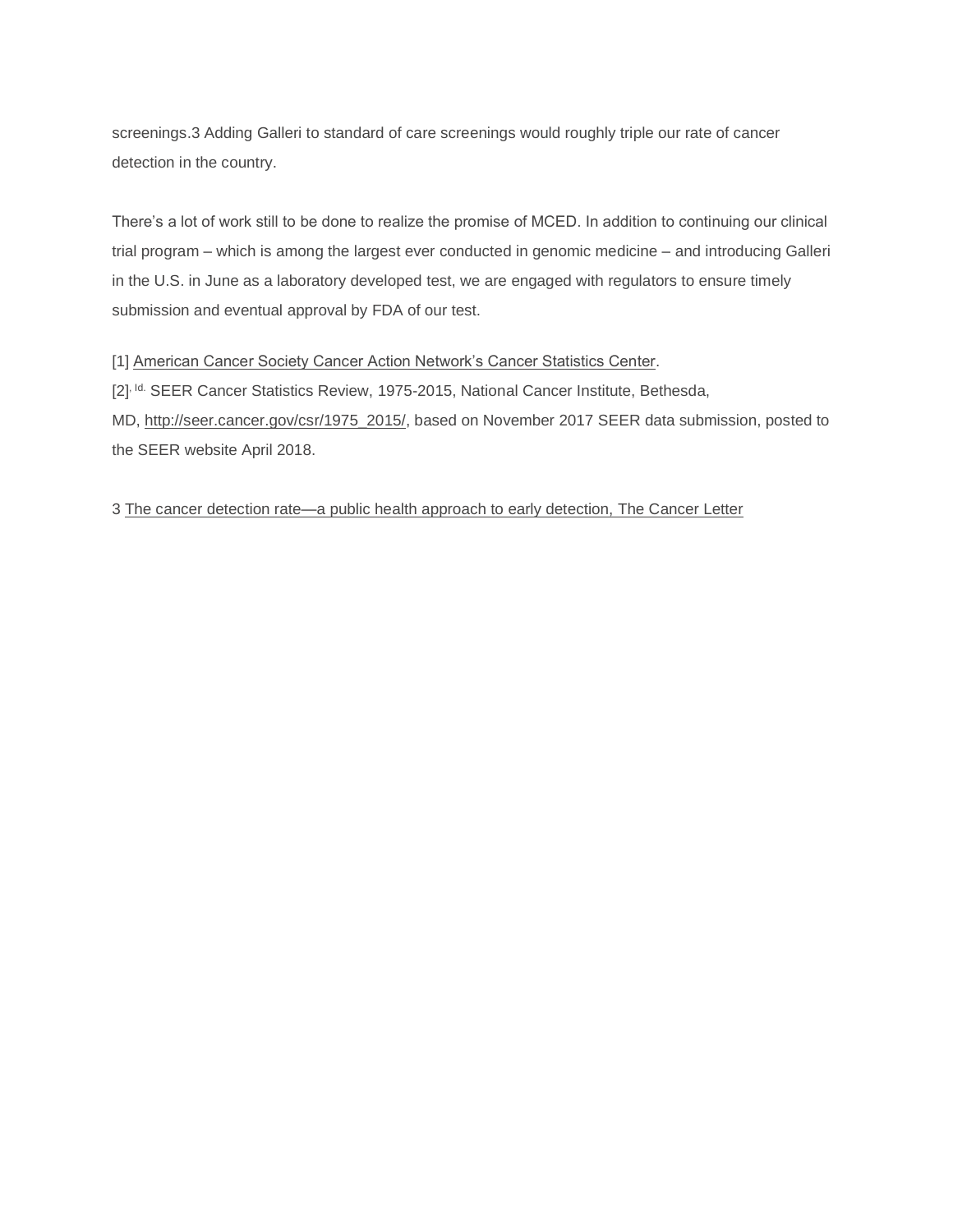screenings.3 Adding Galleri to standard of care screenings would roughly triple our rate of cancer detection in the country.

There's a lot of work still to be done to realize the promise of MCED. In addition to continuing our clinical trial program – which is among the largest ever conducted in genomic medicine – and introducing Galleri in the U.S. in June as a laboratory developed test, we are engaged with regulators to ensure timely submission and eventual approval by FDA of our test.

[1] American Cancer Society Cancer Action Network's Cancer Statistics Center.
[2], Id. SEER Cancer Statistics Review, 1975-2015, National Cancer Institute, Bethesda, MD, http://seer.cancer.gov/csr/1975_2015/, based on November 2017 SEER data submission, posted to the SEER website April 2018.

3 The cancer detection rate—a public health approach to early detection, The Cancer Letter